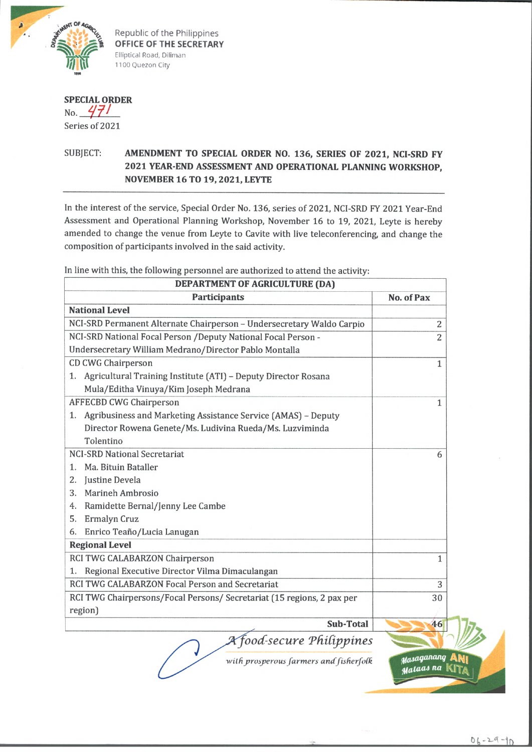Republic of the Philippines
**OFFICE OF THE SECRETARY**
Elliptical Road, Diliman
1100 Quezon City

**SPECIAL ORDER**
No. 471
Series of 2021

SUBJECT: **AMENDMENT TO SPECIAL ORDER NO. 136, SERIES OF 2021, NCI-SRD FY 2021 YEAR-END ASSESSMENT AND OPERATIONAL PLANNING WORKSHOP, NOVEMBER 16 TO 19, 2021, LEYTE**

---

In the interest of the service, Special Order No. 136, series of 2021, NCI-SRD FY 2021 Year-End Assessment and Operational Planning Workshop, November 16 to 19, 2021, Leyte is hereby amended to change the venue from Leyte to Cavite with live teleconferencing, and change the composition of participants involved in the said activity.

In line with this, the following personnel are authorized to attend the activity:

| **DEPARTMENT OF AGRICULTURE (DA)** | |
|---|---|
| **Participants** | **No. of Pax** |
| **National Level** | |
| NCI-SRD Permanent Alternate Chairperson – Undersecretary Waldo Carpio | 2 |
| NCI-SRD National Focal Person /Deputy National Focal Person - Undersecretary William Medrano/Director Pablo Montalla | 2 |
| CD CWG Chairperson<br>1. Agricultural Training Institute (ATI) – Deputy Director Rosana Mula/Editha Vinuya/Kim Joseph Medrana | 1 |
| AFFECBD CWG Chairperson<br>1. Agribusiness and Marketing Assistance Service (AMAS) – Deputy Director Rowena Genete/Ms. Ludivina Rueda/Ms. Luzviminda Tolentino | 1 |
| NCI-SRD National Secretariat<br>1. Ma. Bituin Bataller<br>2. Justine Devela<br>3. Marineh Ambrosio<br>4. Ramidette Bernal/Jenny Lee Cambe<br>5. Ermalyn Cruz<br>6. Enrico Teaño/Lucia Lanugan | 6 |
| **Regional Level** | |
| RCI TWG CALABARZON Chairperson<br>1. Regional Executive Director Vilma Dimaculangan | 1 |
| RCI TWG CALABARZON Focal Person and Secretariat | 3 |
| RCI TWG Chairpersons/Focal Persons/ Secretariat (15 regions, 2 pax per region) | 30 |
| **Sub-Total** | 46 |

*A food-secure Philippines*
*with prosperous farmers and fisherfolk*

Masaganang ANI Mataas na KITA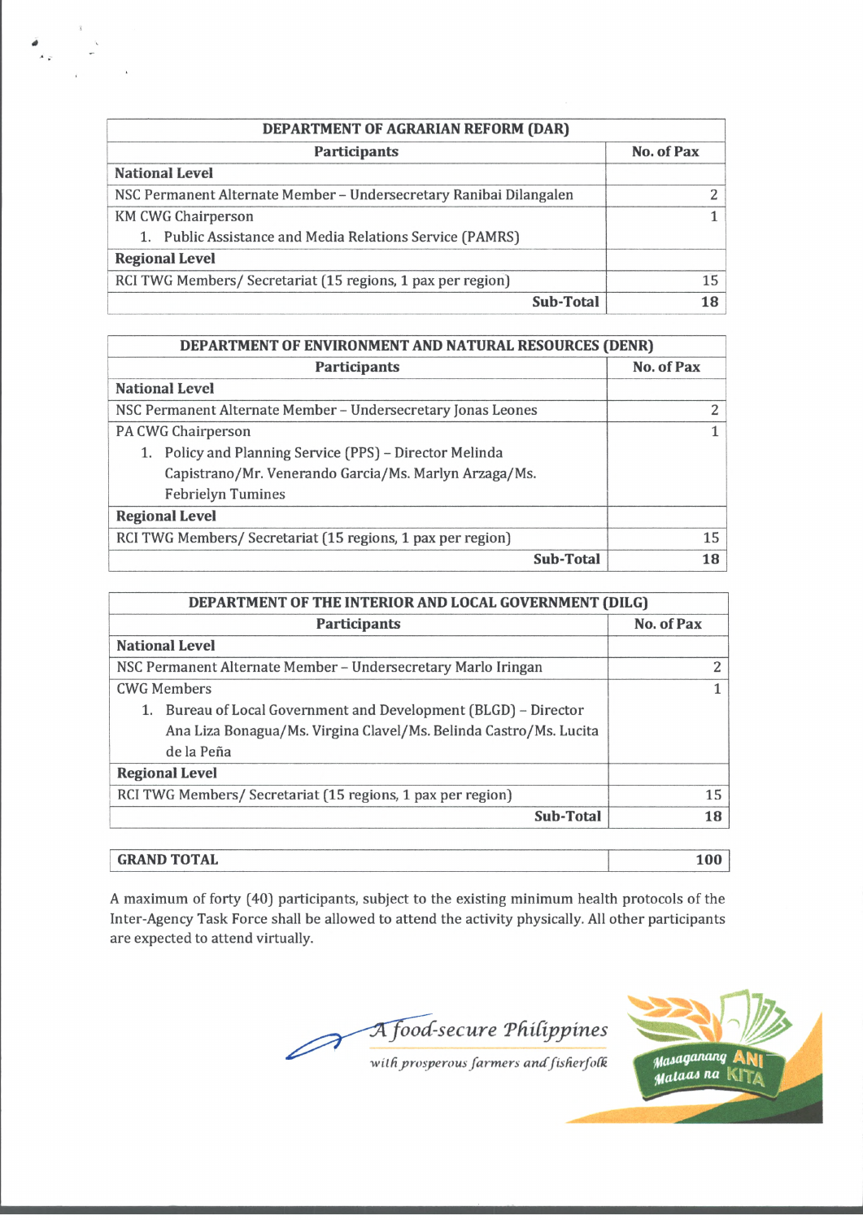| DEPARTMENT OF AGRARIAN REFORM (DAR) | |
|---|---|
| **Participants** | **No. of Pax** |
| **National Level** | |
| NSC Permanent Alternate Member – Undersecretary Ranibai Dilangalen | 2 |
| KM CWG Chairperson<br>1. Public Assistance and Media Relations Service (PAMRS) | 1 |
| **Regional Level** | |
| RCI TWG Members/ Secretariat (15 regions, 1 pax per region) | 15 |
| **Sub-Total** | **18** |

| DEPARTMENT OF ENVIRONMENT AND NATURAL RESOURCES (DENR) | |
|---|---|
| **Participants** | **No. of Pax** |
| **National Level** | |
| NSC Permanent Alternate Member – Undersecretary Jonas Leones | 2 |
| PA CWG Chairperson<br>1. Policy and Planning Service (PPS) – Director Melinda Capistrano/Mr. Venerando Garcia/Ms. Marlyn Arzaga/Ms. Febrielyn Tumines | 1 |
| **Regional Level** | |
| RCI TWG Members/ Secretariat (15 regions, 1 pax per region) | 15 |
| **Sub-Total** | **18** |

| DEPARTMENT OF THE INTERIOR AND LOCAL GOVERNMENT (DILG) | |
|---|---|
| **Participants** | **No. of Pax** |
| **National Level** | |
| NSC Permanent Alternate Member – Undersecretary Marlo Iringan | 2 |
| CWG Members<br>1. Bureau of Local Government and Development (BLGD) – Director Ana Liza Bonagua/Ms. Virgina Clavel/Ms. Belinda Castro/Ms. Lucita de la Peña | 1 |
| **Regional Level** | |
| RCI TWG Members/ Secretariat (15 regions, 1 pax per region) | 15 |
| **Sub-Total** | **18** |

| **GRAND TOTAL** | **100** |
|---|---|

A maximum of forty (40) participants, subject to the existing minimum health protocols of the Inter-Agency Task Force shall be allowed to attend the activity physically. All other participants are expected to attend virtually.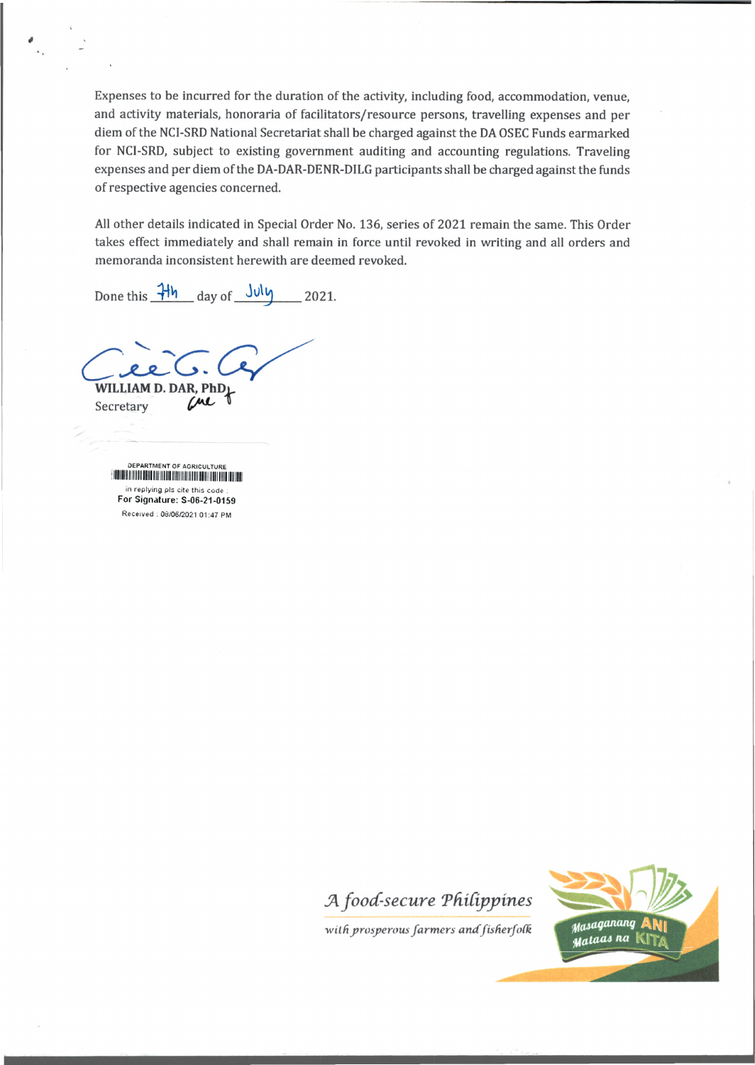Expenses to be incurred for the duration of the activity, including food, accommodation, venue, and activity materials, honoraria of facilitators/resource persons, travelling expenses and per diem of the NCI-SRD National Secretariat shall be charged against the DA OSEC Funds earmarked for NCI-SRD, subject to existing government auditing and accounting regulations. Traveling expenses and per diem of the DA-DAR-DENR-DILG participants shall be charged against the funds of respective agencies concerned.

All other details indicated in Special Order No. 136, series of 2021 remain the same. This Order takes effect immediately and shall remain in force until revoked in writing and all orders and memoranda inconsistent herewith are deemed revoked.

Done this 7th day of July 2021.

**WILLIAM D. DAR, PhD**
Secretary

DEPARTMENT OF AGRICULTURE
in replying pls cite this code :
**For Signature: S-06-21-0159**
Received : 08/06/2021 01:47 PM

*A food-secure Philippines*
*with prosperous farmers and fisherfolk*

Masaganang ANI Mataas na KITA